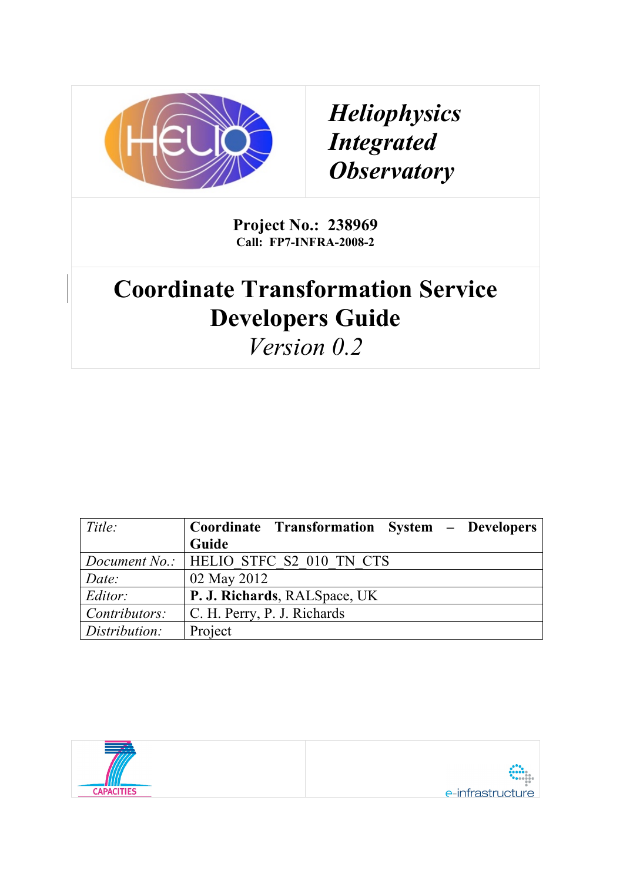# *Heliophysics Integrated Observatory*

**Project No.: 238969**
**Call: FP7-INFRA-2008-2**

# Coordinate Transformation Service Developers Guide

*Version 0.2*

| *Title:* | **Coordinate Transformation System – Developers Guide** |
|---|---|
| *Document No.:* | HELIO_STFC_S2_010_TN_CTS |
| *Date:* | 02 May 2012 |
| *Editor:* | **P. J. Richards**, RALSpace, UK |
| *Contributors:* | C. H. Perry, P. J. Richards |
| *Distribution:* | Project |

CAPACITIES

e-infrastructure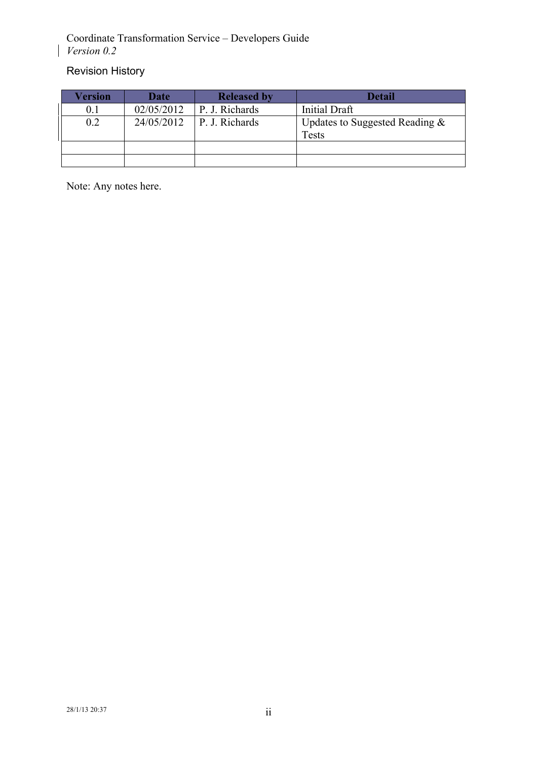## Revision History

| Version | Date | Released by | Detail |
| --- | --- | --- | --- |
| 0.1 | 02/05/2012 | P. J. Richards | Initial Draft |
| 0.2 | 24/05/2012 | P. J. Richards | Updates to Suggested Reading & Tests |
| | | | |
| | | | |

Note: Any notes here.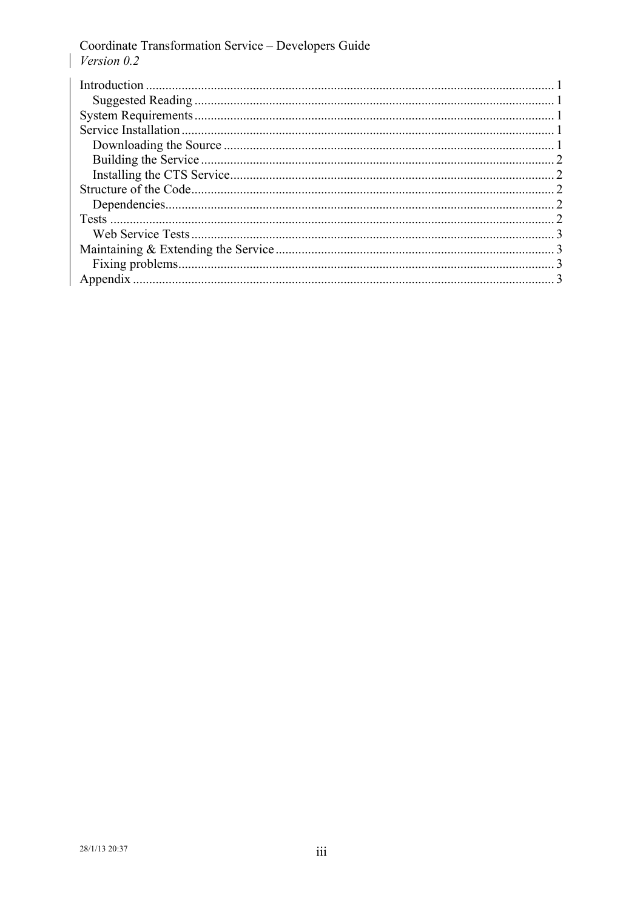Coordinate Transformation Service – Developers Guide

*Version 0.2*

- Introduction ........ 1
  - Suggested Reading ........ 1
- System Requirements ........ 1
- Service Installation ........ 1
  - Downloading the Source ........ 1
  - Building the Service ........ 2
  - Installing the CTS Service ........ 2
- Structure of the Code ........ 2
  - Dependencies ........ 2
- Tests ........ 2
  - Web Service Tests ........ 3
- Maintaining & Extending the Service ........ 3
  - Fixing problems ........ 3
- Appendix ........ 3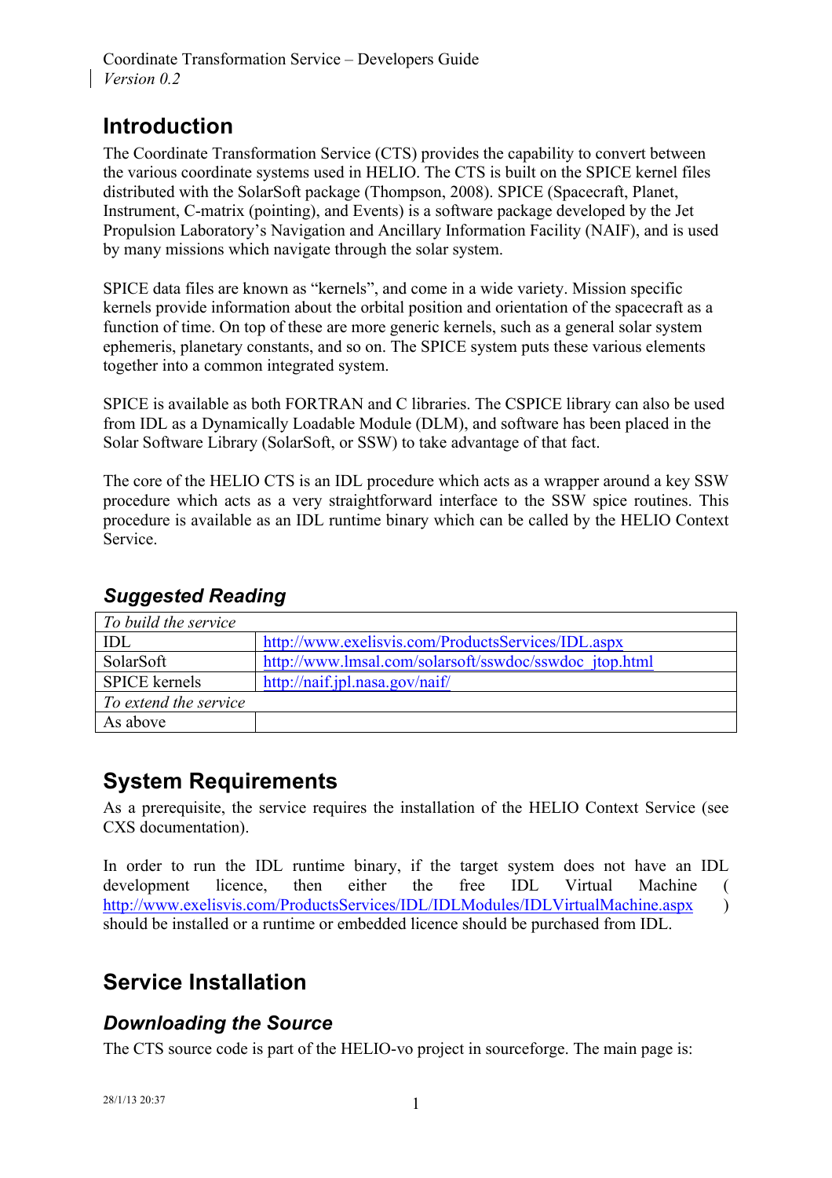# Introduction

The Coordinate Transformation Service (CTS) provides the capability to convert between the various coordinate systems used in HELIO. The CTS is built on the SPICE kernel files distributed with the SolarSoft package (Thompson, 2008). SPICE (Spacecraft, Planet, Instrument, C-matrix (pointing), and Events) is a software package developed by the Jet Propulsion Laboratory's Navigation and Ancillary Information Facility (NAIF), and is used by many missions which navigate through the solar system.

SPICE data files are known as "kernels", and come in a wide variety. Mission specific kernels provide information about the orbital position and orientation of the spacecraft as a function of time. On top of these are more generic kernels, such as a general solar system ephemeris, planetary constants, and so on. The SPICE system puts these various elements together into a common integrated system.

SPICE is available as both FORTRAN and C libraries. The CSPICE library can also be used from IDL as a Dynamically Loadable Module (DLM), and software has been placed in the Solar Software Library (SolarSoft, or SSW) to take advantage of that fact.

The core of the HELIO CTS is an IDL procedure which acts as a wrapper around a key SSW procedure which acts as a very straightforward interface to the SSW spice routines. This procedure is available as an IDL runtime binary which can be called by the HELIO Context Service.

## Suggested Reading

| *To build the service* | |
|---|---|
| IDL | http://www.exelisvis.com/ProductsServices/IDL.aspx |
| SolarSoft | http://www.lmsal.com/solarsoft/sswdoc/sswdoc_jtop.html |
| SPICE kernels | http://naif.jpl.nasa.gov/naif/ |
| *To extend the service* | |
| As above | |

# System Requirements

As a prerequisite, the service requires the installation of the HELIO Context Service (see CXS documentation).

In order to run the IDL runtime binary, if the target system does not have an IDL development licence, then either the free IDL Virtual Machine ( http://www.exelisvis.com/ProductsServices/IDL/IDLModules/IDLVirtualMachine.aspx ) should be installed or a runtime or embedded licence should be purchased from IDL.

# Service Installation

## Downloading the Source

The CTS source code is part of the HELIO-vo project in sourceforge. The main page is: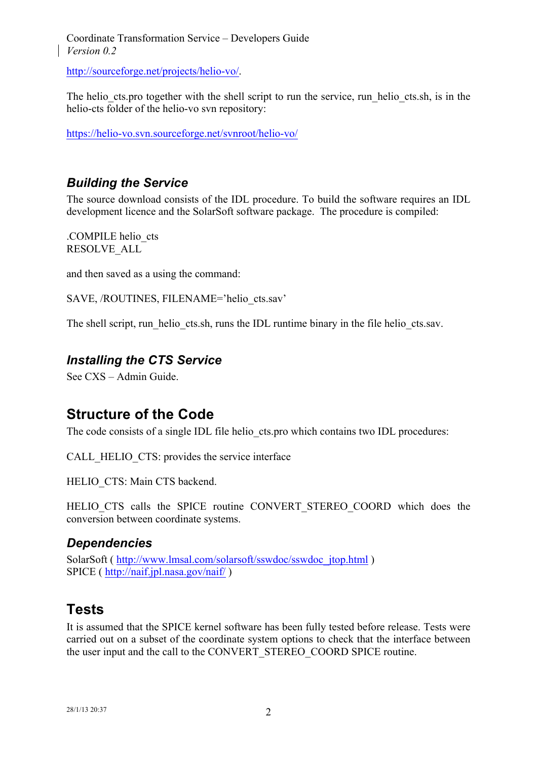http://sourceforge.net/projects/helio-vo/.

The helio_cts.pro together with the shell script to run the service, run_helio_cts.sh, is in the helio-cts folder of the helio-vo svn repository:

https://helio-vo.svn.sourceforge.net/svnroot/helio-vo/

### *Building the Service*

The source download consists of the IDL procedure. To build the software requires an IDL development licence and the SolarSoft software package. The procedure is compiled:

```
.COMPILE helio_cts
RESOLVE_ALL
```

and then saved as a using the command:

```
SAVE, /ROUTINES, FILENAME='helio_cts.sav'
```

The shell script, run_helio_cts.sh, runs the IDL runtime binary in the file helio_cts.sav.

### *Installing the CTS Service*

See CXS – Admin Guide.

## Structure of the Code

The code consists of a single IDL file helio_cts.pro which contains two IDL procedures:

CALL_HELIO_CTS: provides the service interface

HELIO_CTS: Main CTS backend.

HELIO_CTS calls the SPICE routine CONVERT_STEREO_COORD which does the conversion between coordinate systems.

### *Dependencies*

SolarSoft ( http://www.lmsal.com/solarsoft/sswdoc/sswdoc_jtop.html )
SPICE ( http://naif.jpl.nasa.gov/naif/ )

## Tests

It is assumed that the SPICE kernel software has been fully tested before release. Tests were carried out on a subset of the coordinate system options to check that the interface between the user input and the call to the CONVERT_STEREO_COORD SPICE routine.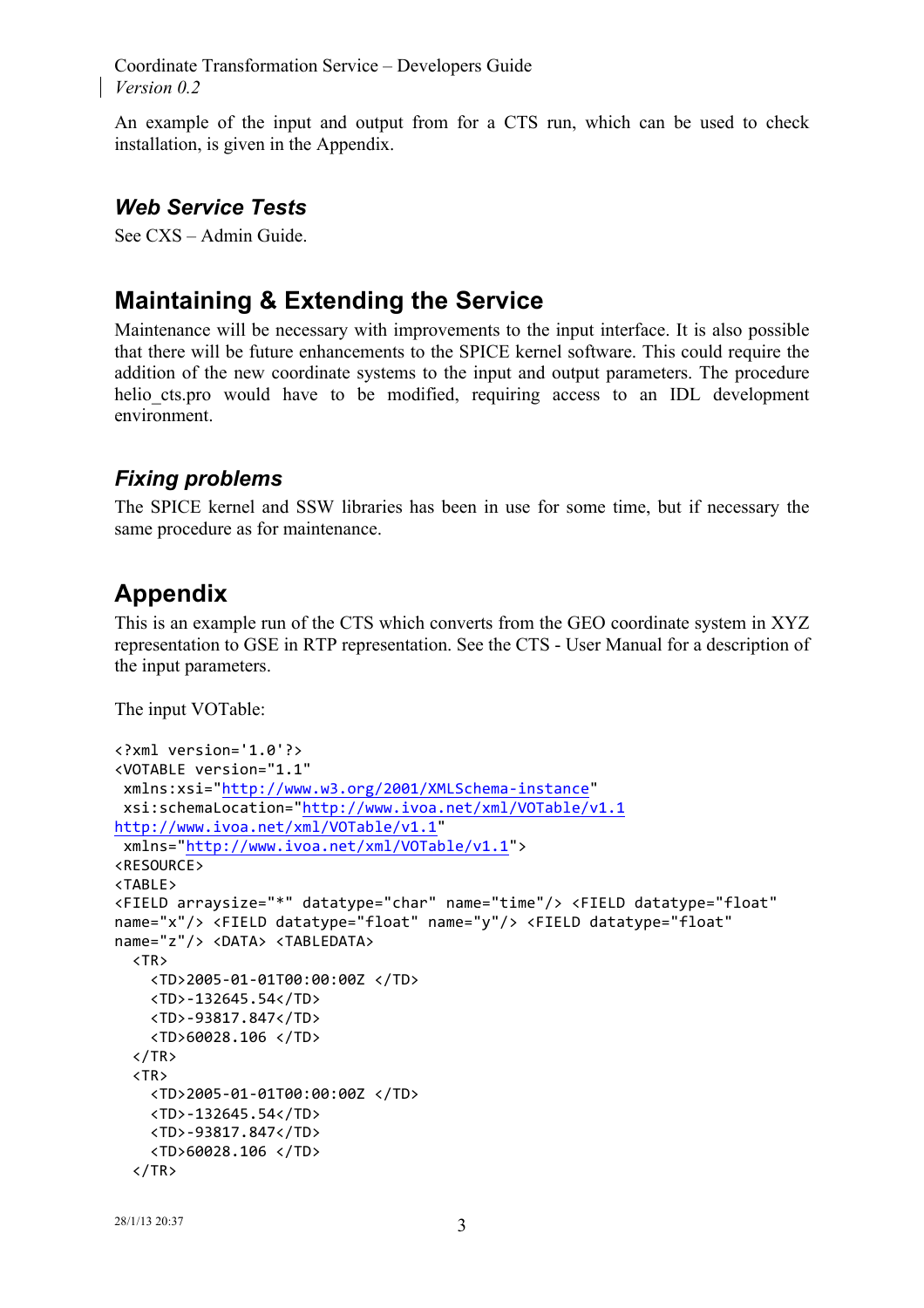An example of the input and output from for a CTS run, which can be used to check installation, is given in the Appendix.

### *Web Service Tests*

See CXS – Admin Guide.

## Maintaining & Extending the Service

Maintenance will be necessary with improvements to the input interface. It is also possible that there will be future enhancements to the SPICE kernel software. This could require the addition of the new coordinate systems to the input and output parameters. The procedure helio_cts.pro would have to be modified, requiring access to an IDL development environment.

### *Fixing problems*

The SPICE kernel and SSW libraries has been in use for some time, but if necessary the same procedure as for maintenance.

## Appendix

This is an example run of the CTS which converts from the GEO coordinate system in XYZ representation to GSE in RTP representation. See the CTS - User Manual for a description of the input parameters.

The input VOTable:

```
<?xml version='1.0'?>
<VOTABLE version="1.1"
 xmlns:xsi="http://www.w3.org/2001/XMLSchema-instance"
 xsi:schemaLocation="http://www.ivoa.net/xml/VOTable/v1.1
http://www.ivoa.net/xml/VOTable/v1.1"
 xmlns="http://www.ivoa.net/xml/VOTable/v1.1">
<RESOURCE>
<TABLE>
<FIELD arraysize="*" datatype="char" name="time"/> <FIELD datatype="float"
name="x"/> <FIELD datatype="float" name="y"/> <FIELD datatype="float"
name="z"/> <DATA> <TABLEDATA>
  <TR>
    <TD>2005-01-01T00:00:00Z </TD>
    <TD>-132645.54</TD>
    <TD>-93817.847</TD>
    <TD>60028.106 </TD>
  </TR>
  <TR>
    <TD>2005-01-01T00:00:00Z </TD>
    <TD>-132645.54</TD>
    <TD>-93817.847</TD>
    <TD>60028.106 </TD>
  </TR>
```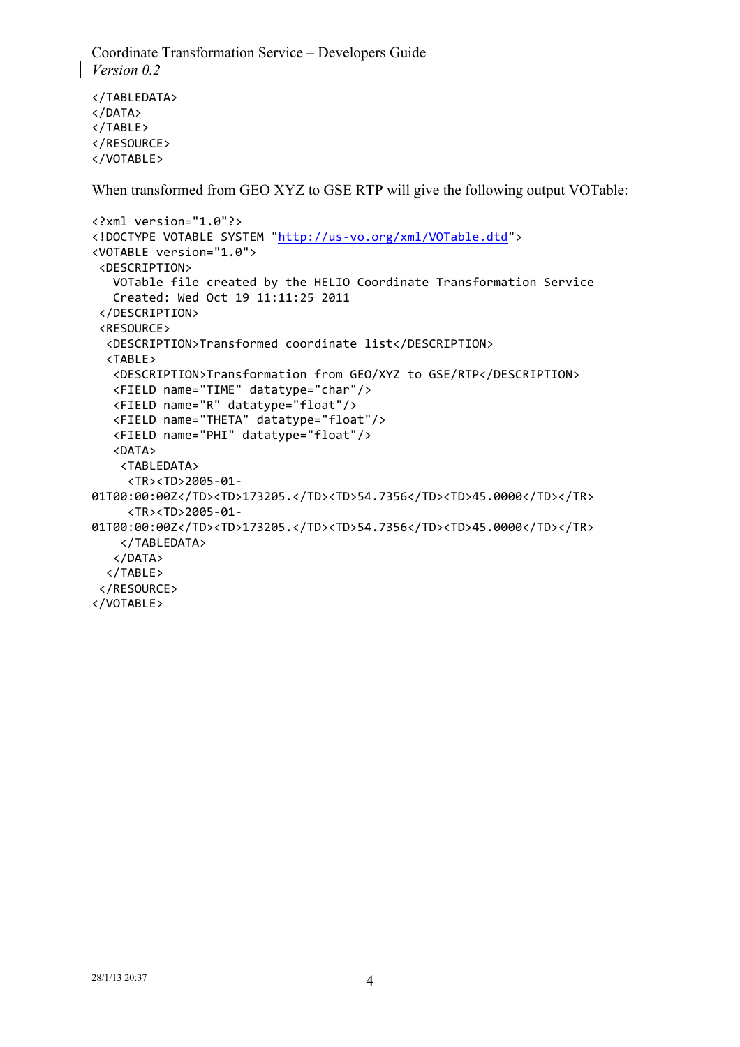```
</TABLEDATA>
</DATA>
</TABLE>
</RESOURCE>
</VOTABLE>
```

When transformed from GEO XYZ to GSE RTP will give the following output VOTable:

```
<?xml version="1.0"?>
<!DOCTYPE VOTABLE SYSTEM "http://us-vo.org/xml/VOTable.dtd">
<VOTABLE version="1.0">
 <DESCRIPTION>
   VOTable file created by the HELIO Coordinate Transformation Service
   Created: Wed Oct 19 11:11:25 2011
 </DESCRIPTION>
 <RESOURCE>
  <DESCRIPTION>Transformed coordinate list</DESCRIPTION>
  <TABLE>
   <DESCRIPTION>Transformation from GEO/XYZ to GSE/RTP</DESCRIPTION>
   <FIELD name="TIME" datatype="char"/>
   <FIELD name="R" datatype="float"/>
   <FIELD name="THETA" datatype="float"/>
   <FIELD name="PHI" datatype="float"/>
   <DATA>
    <TABLEDATA>
     <TR><TD>2005-01-
01T00:00:00Z</TD><TD>173205.</TD><TD>54.7356</TD><TD>45.0000</TD></TR>
     <TR><TD>2005-01-
01T00:00:00Z</TD><TD>173205.</TD><TD>54.7356</TD><TD>45.0000</TD></TR>
    </TABLEDATA>
   </DATA>
  </TABLE>
 </RESOURCE>
</VOTABLE>
```